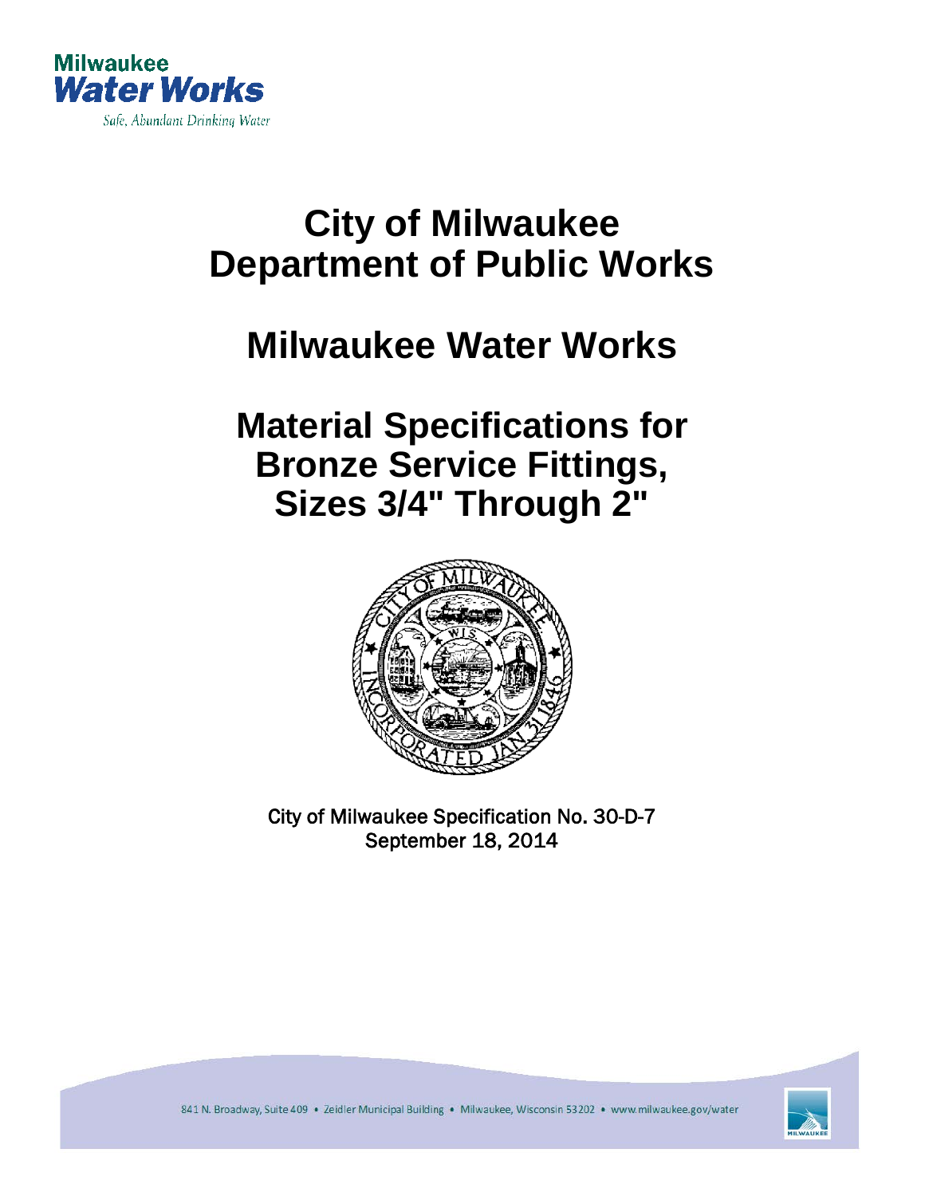Milwaukee
**Water Works**
*Safe, Abundant Drinking Water*

# City of Milwaukee
# Department of Public Works

# Milwaukee Water Works

# Material Specifications for Bronze Service Fittings, Sizes 3/4" Through 2"

City of Milwaukee Specification No. 30-D-7
September 18, 2014

841 N. Broadway, Suite 409 • Zeidler Municipal Building • Milwaukee, Wisconsin 53202 • www.milwaukee.gov/water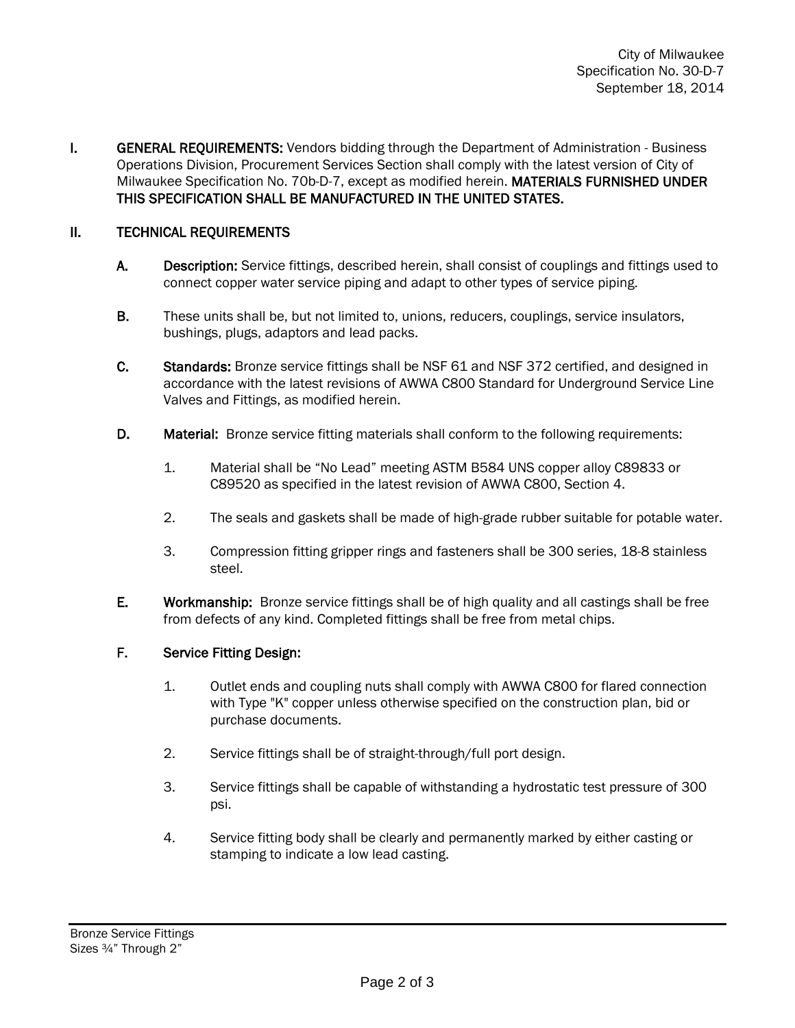I. **GENERAL REQUIREMENTS:** Vendors bidding through the Department of Administration - Business Operations Division, Procurement Services Section shall comply with the latest version of City of Milwaukee Specification No. 70b-D-7, except as modified herein. **MATERIALS FURNISHED UNDER THIS SPECIFICATION SHALL BE MANUFACTURED IN THE UNITED STATES.**

II. **TECHNICAL REQUIREMENTS**

**A.** **Description:** Service fittings, described herein, shall consist of couplings and fittings used to connect copper water service piping and adapt to other types of service piping.

**B.** These units shall be, but not limited to, unions, reducers, couplings, service insulators, bushings, plugs, adaptors and lead packs.

**C.** **Standards:** Bronze service fittings shall be NSF 61 and NSF 372 certified, and designed in accordance with the latest revisions of AWWA C800 Standard for Underground Service Line Valves and Fittings, as modified herein.

**D.** **Material:** Bronze service fitting materials shall conform to the following requirements:

1. Material shall be “No Lead” meeting ASTM B584 UNS copper alloy C89833 or C89520 as specified in the latest revision of AWWA C800, Section 4.
2. The seals and gaskets shall be made of high-grade rubber suitable for potable water.
3. Compression fitting gripper rings and fasteners shall be 300 series, 18-8 stainless steel.

**E.** **Workmanship:** Bronze service fittings shall be of high quality and all castings shall be free from defects of any kind. Completed fittings shall be free from metal chips.

**F.** **Service Fitting Design:**

1. Outlet ends and coupling nuts shall comply with AWWA C800 for flared connection with Type "K" copper unless otherwise specified on the construction plan, bid or purchase documents.
2. Service fittings shall be of straight-through/full port design.
3. Service fittings shall be capable of withstanding a hydrostatic test pressure of 300 psi.
4. Service fitting body shall be clearly and permanently marked by either casting or stamping to indicate a low lead casting.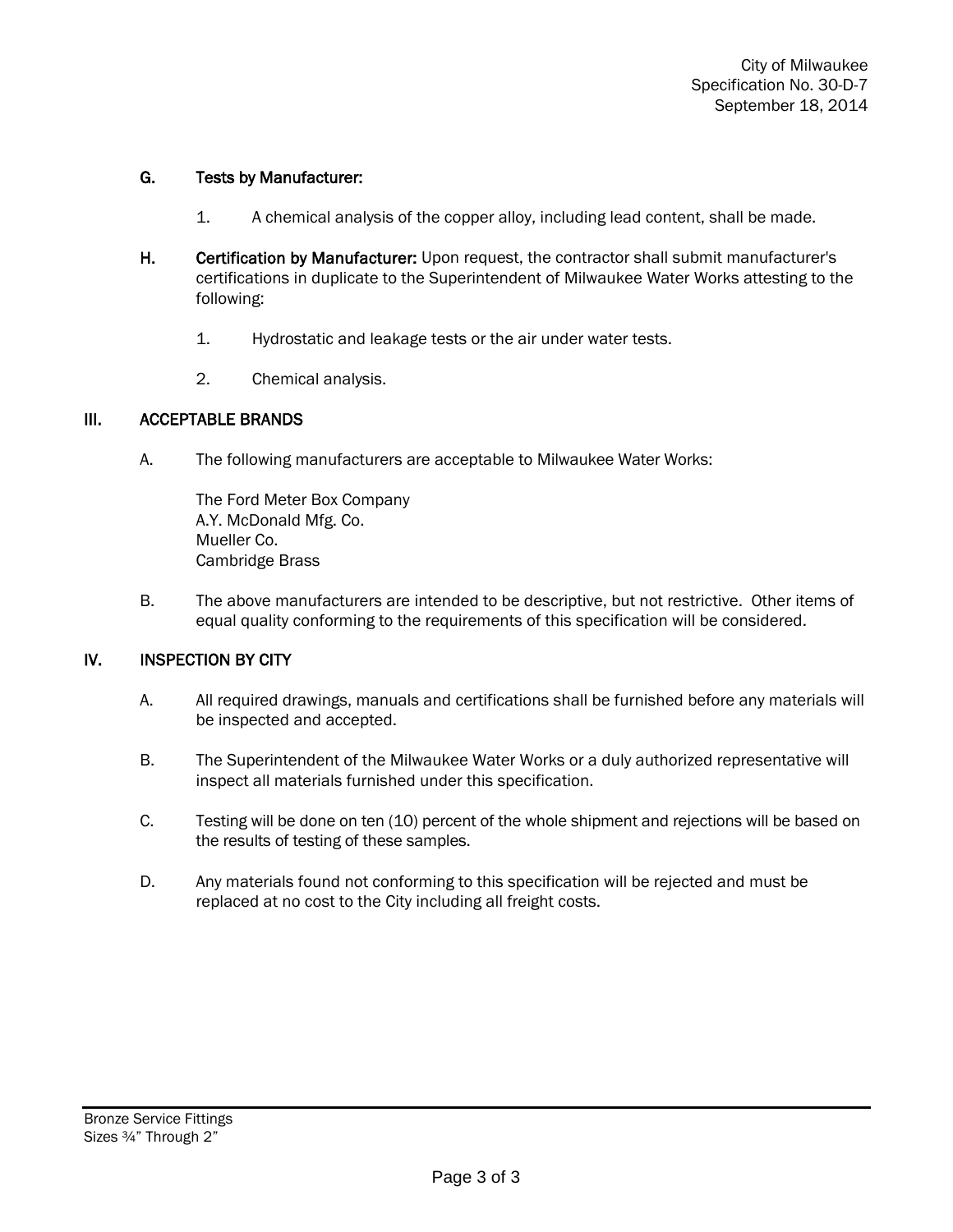**G. Tests by Manufacturer:**

1. A chemical analysis of the copper alloy, including lead content, shall be made.

**H. Certification by Manufacturer:** Upon request, the contractor shall submit manufacturer's certifications in duplicate to the Superintendent of Milwaukee Water Works attesting to the following:

1. Hydrostatic and leakage tests or the air under water tests.

2. Chemical analysis.

## III. ACCEPTABLE BRANDS

A. The following manufacturers are acceptable to Milwaukee Water Works:

The Ford Meter Box Company
A.Y. McDonald Mfg. Co.
Mueller Co.
Cambridge Brass

B. The above manufacturers are intended to be descriptive, but not restrictive. Other items of equal quality conforming to the requirements of this specification will be considered.

## IV. INSPECTION BY CITY

A. All required drawings, manuals and certifications shall be furnished before any materials will be inspected and accepted.

B. The Superintendent of the Milwaukee Water Works or a duly authorized representative will inspect all materials furnished under this specification.

C. Testing will be done on ten (10) percent of the whole shipment and rejections will be based on the results of testing of these samples.

D. Any materials found not conforming to this specification will be rejected and must be replaced at no cost to the City including all freight costs.